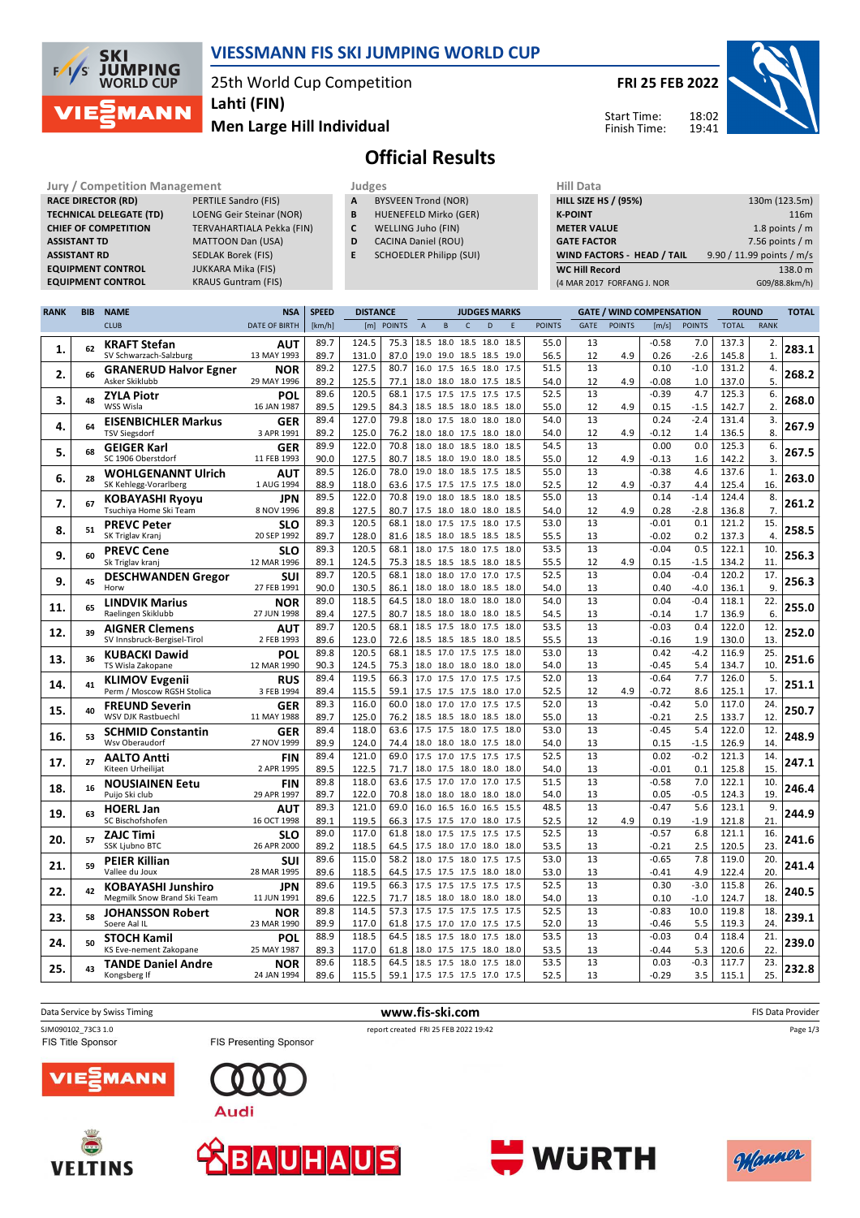# VIESSMANN FIS SKI JUMPING WORLD CUP

25th World Cup Competition
Lahti (FIN)
Men Large Hill Individual

FRI 25 FEB 2022

Start Time: 18:02
Finish Time: 19:41

## Official Results

| Jury / Competition Management | |
|---|---|
| RACE DIRECTOR (RD) | PERTILE Sandro (FIS) |
| TECHNICAL DELEGATE (TD) | LOENG Geir Steinar (NOR) |
| CHIEF OF COMPETITION | TERVAHARTIALA Pekka (FIN) |
| ASSISTANT TD | MATTOON Dan (USA) |
| ASSISTANT RD | SEDLAK Borek (FIS) |
| EQUIPMENT CONTROL | JUKKARA Mika (FIS) |
| EQUIPMENT CONTROL | KRAUS Guntram (FIS) |

| Judges | |
|---|---|
| A | BYSVEEN Trond (NOR) |
| B | HUENEFELD Mirko (GER) |
| C | WELLING Juho (FIN) |
| D | CACINA Daniel (ROU) |
| E | SCHOEDLER Philipp (SUI) |

| Hill Data | |
|---|---|
| HILL SIZE HS / (95%) | 130m (123.5m) |
| K-POINT | 116m |
| METER VALUE | 1.8 points / m |
| GATE FACTOR | 7.56 points / m |
| WIND FACTORS - HEAD / TAIL | 9.90 / 11.99 points / m/s |
| WC Hill Record | 138.0 m |
| (4 MAR 2017 FORFANG J. NOR | G09/88.8km/h) |

| RANK | BIB | NAME / CLUB | NSA / DATE OF BIRTH | SPEED [km/h] | DISTANCE [m] | DISTANCE POINTS | A | B | C | D | E | JUDGES POINTS | GATE | GATE POINTS | WIND [m/s] | WIND POINTS | ROUND TOTAL | ROUND RANK | TOTAL |
|---|---|---|---|---|---|---|---|---|---|---|---|---|---|---|---|---|---|---|---|
| 1. | 62 | KRAFT Stefan | AUT | 89.7 | 124.5 | 75.3 | 18.5 | 18.0 | 18.5 | 18.0 | 18.5 | 55.0 | 13 | | -0.58 | 7.0 | 137.3 | 2. | 283.1 |
| | | SV Schwarzach-Salzburg | 13 MAY 1993 | 89.7 | 131.0 | 87.0 | 19.0 | 19.0 | 18.5 | 18.5 | 19.0 | 56.5 | 12 | 4.9 | 0.26 | -2.6 | 145.8 | 1. | |
| 2. | 66 | GRANERUD Halvor Egner | NOR | 89.2 | 127.5 | 80.7 | 16.0 | 17.5 | 16.5 | 18.0 | 17.5 | 51.5 | 13 | | 0.10 | -1.0 | 131.2 | 4. | 268.2 |
| | | Asker Skiklubb | 29 MAY 1996 | 89.2 | 125.5 | 77.1 | 18.0 | 18.0 | 18.0 | 17.5 | 18.5 | 54.0 | 12 | 4.9 | -0.08 | 1.0 | 137.0 | 5. | |
| 3. | 48 | ZYLA Piotr | POL | 89.6 | 120.5 | 68.1 | 17.5 | 17.5 | 17.5 | 17.5 | 17.5 | 52.5 | 13 | | -0.39 | 4.7 | 125.3 | 6. | 268.0 |
| | | WSS Wisla | 16 JAN 1987 | 89.5 | 129.5 | 84.3 | 18.5 | 18.5 | 18.0 | 18.5 | 18.0 | 55.0 | 12 | 4.9 | 0.15 | -1.5 | 142.7 | 2. | |
| 4. | 64 | EISENBICHLER Markus | GER | 89.4 | 127.0 | 79.8 | 18.0 | 17.5 | 18.0 | 18.0 | 18.0 | 54.0 | 13 | | 0.24 | -2.4 | 131.4 | 3. | 267.9 |
| | | TSV Siegsdorf | 3 APR 1991 | 89.2 | 125.0 | 76.2 | 18.0 | 18.0 | 18.0 | 18.0 | 18.0 | 54.0 | 12 | 4.9 | -0.12 | 1.4 | 136.5 | 8. | |
| 5. | 68 | GEIGER Karl | GER | 89.9 | 122.0 | 70.8 | 18.0 | 18.0 | 18.5 | 18.0 | 18.5 | 54.5 | 13 | | 0.00 | 0.0 | 125.3 | 6. | 267.5 |
| | | SC 1906 Oberstdorf | 11 FEB 1993 | 90.0 | 127.5 | 80.7 | 18.5 | 18.0 | 19.0 | 18.0 | 18.5 | 55.0 | 12 | 4.9 | -0.13 | 1.6 | 142.2 | 3. | |
| 6. | 28 | WOHLGENANNT Ulrich | AUT | 89.5 | 126.0 | 78.0 | 19.0 | 18.0 | 18.5 | 17.5 | 18.5 | 55.0 | 13 | | -0.38 | 4.6 | 137.6 | 1. | 263.0 |
| | | SK Kehlegg-Vorarlberg | 1 AUG 1994 | 88.9 | 118.0 | 63.6 | 17.5 | 17.5 | 17.5 | 17.5 | 18.0 | 52.5 | 12 | 4.9 | -0.37 | 4.4 | 125.4 | 16. | |
| 7. | 67 | KOBAYASHI Ryoyu | JPN | 89.5 | 122.0 | 70.8 | 19.0 | 18.0 | 18.5 | 18.0 | 18.5 | 55.0 | 13 | | 0.14 | -1.4 | 124.4 | 8. | 261.2 |
| | | Tsuchiya Home Ski Team | 8 NOV 1996 | 89.8 | 127.5 | 80.7 | 17.5 | 18.0 | 18.0 | 18.0 | 18.5 | 54.0 | 12 | 4.9 | 0.28 | -2.8 | 136.8 | 7. | |
| 8. | 51 | PREVC Peter | SLO | 89.3 | 120.5 | 68.1 | 18.0 | 17.5 | 17.5 | 18.0 | 17.5 | 53.0 | 13 | | -0.01 | 0.1 | 121.2 | 15. | 258.5 |
| | | SK Triglav Kranj | 20 SEP 1992 | 89.7 | 128.0 | 81.6 | 18.5 | 18.0 | 18.5 | 18.5 | 18.5 | 55.5 | 13 | | -0.02 | 0.2 | 137.3 | 4. | |
| 9. | 60 | PREVC Cene | SLO | 89.3 | 120.5 | 68.1 | 18.0 | 17.5 | 18.0 | 17.5 | 18.0 | 53.5 | 13 | | -0.04 | 0.5 | 122.1 | 10. | 256.3 |
| | | Sk Triglav kranj | 12 MAR 1996 | 89.1 | 124.5 | 75.3 | 18.5 | 18.5 | 18.5 | 18.0 | 18.5 | 55.5 | 12 | 4.9 | 0.15 | -1.5 | 134.2 | 11. | |
| 9. | 45 | DESCHWANDEN Gregor | SUI | 89.7 | 120.5 | 68.1 | 17.5 | 17.5 | 17.5 | 17.5 | 17.5 | 52.5 | 13 | | 0.04 | -0.4 | 120.2 | 17. | 256.3 |
| | | Horw | 27 FEB 1991 | 90.0 | 130.5 | 86.1 | 18.0 | 18.0 | 18.0 | 18.5 | 18.0 | 54.0 | 13 | | 0.40 | -4.0 | 136.1 | 9. | |
| 11. | 65 | LINDVIK Marius | NOR | 89.0 | 118.5 | 64.5 | 18.0 | 18.0 | 18.0 | 18.0 | 18.0 | 54.0 | 13 | | 0.04 | -0.4 | 118.1 | 22. | 255.0 |
| | | Raelingen Skiklubb | 27 JUN 1998 | 89.4 | 127.5 | 80.7 | 18.5 | 18.0 | 18.0 | 18.0 | 18.5 | 54.5 | 13 | | -0.14 | 1.7 | 136.9 | 6. | |
| 12. | 39 | AIGNER Clemens | AUT | 89.7 | 120.5 | 68.1 | 18.5 | 17.5 | 18.0 | 17.5 | 18.0 | 53.5 | 13 | | -0.03 | 0.4 | 122.0 | 12. | 252.0 |
| | | SV Innsbruck-Bergisel-Tirol | 2 FEB 1993 | 89.6 | 123.0 | 72.6 | 18.5 | 18.5 | 18.5 | 18.0 | 18.5 | 55.5 | 13 | | -0.16 | 1.9 | 130.0 | 13. | |
| 13. | 36 | KUBACKI Dawid | POL | 89.8 | 120.5 | 68.1 | 18.5 | 17.0 | 17.5 | 17.5 | 18.0 | 53.0 | 13 | | 0.42 | -4.2 | 116.9 | 25. | 251.6 |
| | | TS Wisla Zakopane | 12 MAR 1990 | 90.3 | 124.5 | 75.3 | 18.0 | 18.0 | 18.0 | 18.0 | 18.0 | 54.0 | 13 | | -0.45 | 5.4 | 134.7 | 10. | |
| 14. | 41 | KLIMOV Evgenii | RUS | 89.4 | 119.5 | 66.3 | 17.0 | 17.5 | 17.0 | 17.5 | 17.5 | 52.0 | 13 | | -0.64 | 7.7 | 126.0 | 5. | 251.1 |
| | | Perm / Moscow RGSH Stolica | 3 FEB 1994 | 89.4 | 115.5 | 59.1 | 17.5 | 17.5 | 17.5 | 18.0 | 17.0 | 52.5 | 12 | 4.9 | -0.72 | 8.6 | 125.1 | 17. | |
| 15. | 40 | FREUND Severin | GER | 89.3 | 116.0 | 60.0 | 18.0 | 17.0 | 17.0 | 17.5 | 17.5 | 52.0 | 13 | | -0.42 | 5.0 | 117.0 | 24. | 250.7 |
| | | WSV DJK Rastbuechl | 11 MAY 1988 | 89.7 | 125.0 | 76.2 | 18.5 | 18.5 | 18.0 | 18.5 | 18.0 | 55.0 | 13 | | -0.21 | 2.5 | 133.7 | 12. | |
| 16. | 53 | SCHMID Constantin | GER | 89.4 | 118.0 | 63.6 | 17.5 | 17.5 | 18.0 | 17.5 | 18.0 | 53.0 | 13 | | -0.45 | 5.4 | 122.0 | 12. | 248.9 |
| | | Wsv Oberaudorf | 27 NOV 1999 | 89.9 | 124.0 | 74.4 | 18.0 | 18.0 | 18.0 | 17.5 | 18.0 | 54.0 | 13 | | 0.15 | -1.5 | 126.9 | 14. | |
| 17. | 27 | AALTO Antti | FIN | 89.4 | 121.0 | 69.0 | 17.5 | 17.0 | 17.5 | 17.5 | 17.5 | 52.5 | 13 | | 0.02 | -0.2 | 121.3 | 14. | 247.1 |
| | | Kiteen Urheilijat | 2 APR 1995 | 89.5 | 122.5 | 71.7 | 18.0 | 17.5 | 18.0 | 18.0 | 18.0 | 54.0 | 13 | | -0.01 | 0.1 | 125.8 | 15. | |
| 18. | 16 | NOUSIAINEN Eetu | FIN | 89.8 | 118.0 | 63.6 | 17.5 | 17.0 | 17.0 | 17.0 | 17.5 | 51.5 | 13 | | -0.58 | 7.0 | 122.1 | 10. | 246.4 |
| | | Puijo Ski club | 29 APR 1997 | 89.7 | 122.0 | 70.8 | 18.0 | 18.0 | 18.0 | 18.0 | 18.0 | 54.0 | 13 | | 0.05 | -0.5 | 124.3 | 19. | |
| 19. | 63 | HOERL Jan | AUT | 89.3 | 121.0 | 69.0 | 16.0 | 16.5 | 16.0 | 16.5 | 15.5 | 48.5 | 13 | | -0.47 | 5.6 | 123.1 | 9. | 244.9 |
| | | SC Bischofshofen | 16 OCT 1998 | 89.1 | 119.5 | 66.3 | 17.5 | 17.5 | 17.0 | 18.0 | 17.5 | 52.5 | 12 | 4.9 | 0.19 | -1.9 | 121.8 | 21. | |
| 20. | 57 | ZAJC Timi | SLO | 89.0 | 117.0 | 61.8 | 18.0 | 17.5 | 17.5 | 17.5 | 17.5 | 52.5 | 13 | | -0.57 | 6.8 | 121.1 | 16. | 241.6 |
| | | SSK Ljubno BTC | 26 APR 2000 | 89.2 | 118.5 | 64.5 | 17.5 | 18.0 | 17.0 | 18.0 | 18.0 | 53.5 | 13 | | -0.21 | 2.5 | 120.5 | 23. | |
| 21. | 59 | PEIER Killian | SUI | 89.6 | 115.0 | 58.2 | 18.0 | 17.5 | 18.0 | 17.5 | 17.5 | 53.0 | 13 | | -0.65 | 7.8 | 119.0 | 20. | 241.4 |
| | | Vallee du Joux | 28 MAR 1995 | 89.6 | 118.5 | 64.5 | 17.5 | 17.5 | 17.5 | 18.0 | 18.0 | 53.0 | 13 | | -0.41 | 4.9 | 122.4 | 20. | |
| 22. | 42 | KOBAYASHI Junshiro | JPN | 89.6 | 119.5 | 66.3 | 17.5 | 17.5 | 17.5 | 17.5 | 17.5 | 52.5 | 13 | | 0.30 | -3.0 | 115.8 | 26. | 240.5 |
| | | Megmilk Snow Brand Ski Team | 11 JUN 1991 | 89.6 | 122.5 | 71.7 | 18.5 | 18.0 | 18.0 | 18.0 | 18.0 | 54.0 | 13 | | 0.10 | -1.0 | 124.7 | 18. | |
| 23. | 58 | JOHANSSON Robert | NOR | 89.8 | 114.5 | 57.3 | 17.5 | 17.5 | 17.5 | 17.5 | 17.5 | 52.5 | 13 | | -0.83 | 10.0 | 119.8 | 18. | 239.1 |
| | | Soere Aal IL | 23 MAR 1990 | 89.9 | 117.0 | 61.8 | 17.5 | 17.0 | 17.5 | 17.5 | 17.5 | 52.0 | 13 | | -0.46 | 5.5 | 119.3 | 24. | |
| 24. | 50 | STOCH Kamil | POL | 88.9 | 118.5 | 64.5 | 18.5 | 17.5 | 18.0 | 17.5 | 18.0 | 53.5 | 13 | | -0.03 | 0.4 | 118.4 | 21. | 239.0 |
| | | KS Eve-nement Zakopane | 25 MAY 1987 | 89.3 | 117.0 | 61.8 | 18.0 | 17.5 | 17.5 | 18.0 | 18.0 | 53.5 | 13 | | -0.44 | 5.3 | 120.6 | 22. | |
| 25. | 43 | TANDE Daniel Andre | NOR | 89.6 | 118.5 | 64.5 | 18.5 | 17.5 | 18.0 | 17.5 | 18.0 | 53.5 | 13 | | 0.03 | -0.3 | 117.7 | 23. | 232.8 |
| | | Kongsberg If | 24 JAN 1994 | 89.6 | 115.5 | 59.1 | 17.5 | 17.5 | 17.5 | 17.0 | 17.5 | 52.5 | 13 | | -0.29 | 3.5 | 115.1 | 25. | |

Data Service by Swiss Timing — www.fis-ski.com — FIS Data Provider

SJM090102_73C3 1.0 — report created FRI 25 FEB 2022 19:42

FIS Title Sponsor — FIS Presenting Sponsor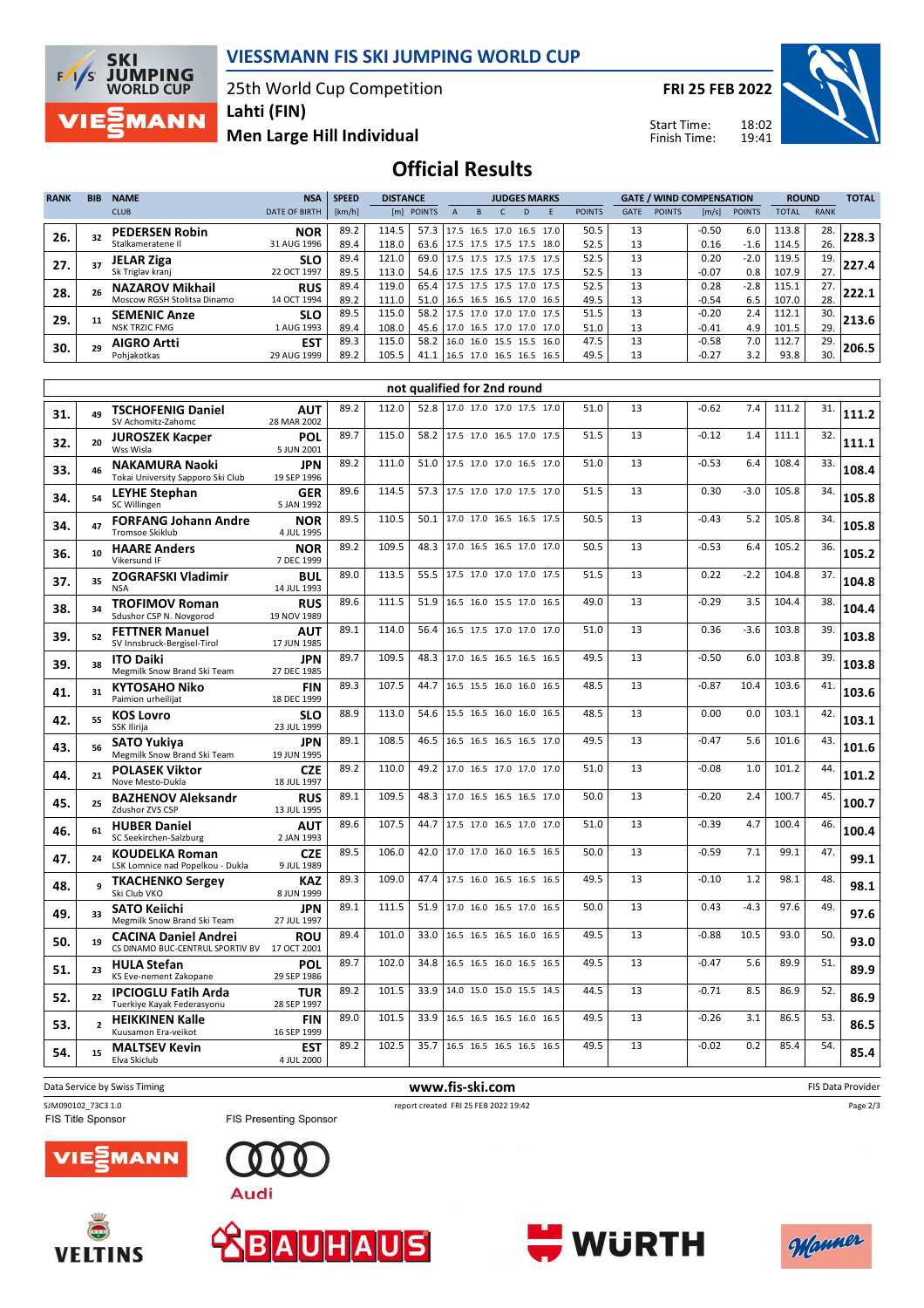# VIESSMANN FIS SKI JUMPING WORLD CUP

25th World Cup Competition
Lahti (FIN)
Men Large Hill Individual

FRI 25 FEB 2022

Start Time: 18:02
Finish Time: 19:41

## Official Results

| RANK | BIB | NAME / CLUB | NSA / DATE OF BIRTH | SPEED [km/h] | DISTANCE [m] | DISTANCE POINTS | JUDGES A | B | C | D | E | JUDGES POINTS | GATE | GATE POINTS | WIND [m/s] | WIND POINTS | ROUND TOTAL | ROUND RANK | TOTAL |
|---|---|---|---|---|---|---|---|---|---|---|---|---|---|---|---|---|---|---|---|
| 26. | 32 | **PEDERSEN Robin** Stalkameratene Il | **NOR** 31 AUG 1996 | 89.2 | 114.5 | 57.3 | 17.5 | 16.5 | 17.0 | 16.5 | 17.0 | 50.5 | 13 | | -0.50 | 6.0 | 113.8 | 28. | 228.3 |
| | | | | 89.4 | 118.0 | 63.6 | 17.5 | 17.5 | 17.5 | 17.5 | 18.0 | 52.5 | 13 | | 0.16 | -1.6 | 114.5 | 26. | |
| 27. | 37 | **JELAR Ziga** Sk Triglav kranj | **SLO** 22 OCT 1997 | 89.4 | 121.0 | 69.0 | 17.5 | 17.5 | 17.5 | 17.5 | 17.5 | 52.5 | 13 | | 0.20 | -2.0 | 119.5 | 19. | 227.4 |
| | | | | 89.5 | 113.0 | 54.6 | 17.5 | 17.5 | 17.5 | 17.5 | 17.5 | 52.5 | 13 | | -0.07 | 0.8 | 107.9 | 27. | |
| 28. | 26 | **NAZAROV Mikhail** Moscow RGSH Stolitsa Dinamo | **RUS** 14 OCT 1994 | 89.4 | 119.0 | 65.4 | 17.5 | 17.5 | 17.5 | 17.0 | 17.5 | 52.5 | 13 | | 0.28 | -2.8 | 115.1 | 27. | 222.1 |
| | | | | 89.2 | 111.0 | 51.0 | 16.5 | 16.5 | 16.5 | 17.0 | 16.5 | 49.5 | 13 | | -0.54 | 6.5 | 107.0 | 28. | |
| 29. | 11 | **SEMENIC Anze** NSK TRZIC FMG | **SLO** 1 AUG 1993 | 89.5 | 115.0 | 58.2 | 17.5 | 17.0 | 17.0 | 17.0 | 17.5 | 51.5 | 13 | | -0.20 | 2.4 | 112.1 | 30. | 213.6 |
| | | | | 89.4 | 108.0 | 45.6 | 17.0 | 16.5 | 17.0 | 17.0 | 17.0 | 51.0 | 13 | | -0.41 | 4.9 | 101.5 | 29. | |
| 30. | 29 | **AIGRO Artti** Pohjakotkas | **EST** 29 AUG 1999 | 89.3 | 115.0 | 58.2 | 16.0 | 16.0 | 15.5 | 15.5 | 16.0 | 47.5 | 13 | | -0.58 | 7.0 | 112.7 | 29. | 206.5 |
| | | | | 89.2 | 105.5 | 41.1 | 16.5 | 17.0 | 16.5 | 16.5 | 16.5 | 49.5 | 13 | | -0.27 | 3.2 | 93.8 | 30. | |

### not qualified for 2nd round

| RANK | BIB | NAME / CLUB | NSA / DATE OF BIRTH | SPEED [km/h] | DISTANCE [m] | DISTANCE POINTS | JUDGES A | B | C | D | E | JUDGES POINTS | GATE | GATE POINTS | WIND [m/s] | WIND POINTS | ROUND TOTAL | ROUND RANK | TOTAL |
|---|---|---|---|---|---|---|---|---|---|---|---|---|---|---|---|---|---|---|---|
| 31. | 49 | **TSCHOFENIG Daniel** SV Achomitz-Zahomc | **AUT** 28 MAR 2002 | 89.2 | 112.0 | 52.8 | 17.0 | 17.0 | 17.0 | 17.5 | 17.0 | 51.0 | 13 | | -0.62 | 7.4 | 111.2 | 31. | 111.2 |
| 32. | 20 | **JUROSZEK Kacper** Wss Wisla | **POL** 5 JUN 2001 | 89.7 | 115.0 | 58.2 | 17.5 | 17.0 | 16.5 | 17.0 | 17.5 | 51.5 | 13 | | -0.12 | 1.4 | 111.1 | 32. | 111.1 |
| 33. | 46 | **NAKAMURA Naoki** Tokai University Sapporo Ski Club | **JPN** 19 SEP 1996 | 89.2 | 111.0 | 51.0 | 17.5 | 17.0 | 17.0 | 16.5 | 17.0 | 51.0 | 13 | | -0.53 | 6.4 | 108.4 | 33. | 108.4 |
| 34. | 54 | **LEYHE Stephan** SC Willingen | **GER** 5 JAN 1992 | 89.6 | 114.5 | 57.3 | 17.5 | 17.0 | 17.0 | 17.5 | 17.0 | 51.5 | 13 | | 0.30 | -3.0 | 105.8 | 34. | 105.8 |
| 34. | 47 | **FORFANG Johann Andre** Tromsoe Skiklub | **NOR** 4 JUL 1995 | 89.5 | 110.5 | 50.1 | 17.0 | 17.0 | 16.5 | 16.5 | 17.5 | 50.5 | 13 | | -0.43 | 5.2 | 105.8 | 34. | 105.8 |
| 36. | 10 | **HAARE Anders** Vikersund IF | **NOR** 7 DEC 1999 | 89.2 | 109.5 | 48.3 | 17.0 | 16.5 | 16.5 | 17.0 | 17.0 | 50.5 | 13 | | -0.53 | 6.4 | 105.2 | 36. | 105.2 |
| 37. | 35 | **ZOGRAFSKI Vladimir** NSA | **BUL** 14 JUL 1993 | 89.0 | 113.5 | 55.5 | 17.5 | 17.0 | 17.0 | 17.0 | 17.5 | 51.5 | 13 | | 0.22 | -2.2 | 104.8 | 37. | 104.8 |
| 38. | 34 | **TROFIMOV Roman** Sdushor CSP N. Novgorod | **RUS** 19 NOV 1989 | 89.6 | 111.5 | 51.9 | 16.5 | 16.0 | 15.5 | 17.0 | 16.5 | 49.0 | 13 | | -0.29 | 3.5 | 104.4 | 38. | 104.4 |
| 39. | 52 | **FETTNER Manuel** SV Innsbruck-Bergisel-Tirol | **AUT** 17 JUN 1985 | 89.1 | 114.0 | 56.4 | 16.5 | 17.5 | 17.0 | 17.0 | 17.0 | 51.0 | 13 | | 0.36 | -3.6 | 103.8 | 39. | 103.8 |
| 39. | 38 | **ITO Daiki** Megmilk Snow Brand Ski Team | **JPN** 27 DEC 1985 | 89.7 | 109.5 | 48.3 | 17.0 | 16.5 | 16.5 | 16.5 | 16.5 | 49.5 | 13 | | -0.50 | 6.0 | 103.8 | 39. | 103.8 |
| 41. | 31 | **KYTOSAHO Niko** Paimion urheilijat | **FIN** 18 DEC 1999 | 89.3 | 107.5 | 44.7 | 16.5 | 15.5 | 16.0 | 16.0 | 16.5 | 48.5 | 13 | | -0.87 | 10.4 | 103.6 | 41. | 103.6 |
| 42. | 55 | **KOS Lovro** SSK Ilirija | **SLO** 23 JUL 1999 | 88.9 | 113.0 | 54.6 | 15.5 | 16.5 | 16.0 | 16.0 | 16.5 | 48.5 | 13 | | 0.00 | 0.0 | 103.1 | 42. | 103.1 |
| 43. | 56 | **SATO Yukiya** Megmilk Snow Brand Ski Team | **JPN** 19 JUN 1995 | 89.1 | 108.5 | 46.5 | 16.5 | 16.5 | 16.5 | 16.5 | 17.0 | 49.5 | 13 | | -0.47 | 5.6 | 101.6 | 43. | 101.6 |
| 44. | 21 | **POLASEK Viktor** Nove Mesto-Dukla | **CZE** 18 JUL 1997 | 89.2 | 110.0 | 49.2 | 17.0 | 16.5 | 17.0 | 17.0 | 17.0 | 51.0 | 13 | | -0.08 | 1.0 | 101.2 | 44. | 101.2 |
| 45. | 25 | **BAZHENOV Aleksandr** Zdushor ZVS CSP | **RUS** 13 JUL 1995 | 89.1 | 109.5 | 48.3 | 17.0 | 16.5 | 16.5 | 16.5 | 17.0 | 50.0 | 13 | | -0.20 | 2.4 | 100.7 | 45. | 100.7 |
| 46. | 61 | **HUBER Daniel** SC Seekirchen-Salzburg | **AUT** 2 JAN 1993 | 89.6 | 107.5 | 44.7 | 17.5 | 17.0 | 16.5 | 17.0 | 17.0 | 51.0 | 13 | | -0.39 | 4.7 | 100.4 | 46. | 100.4 |
| 47. | 24 | **KOUDELKA Roman** LSK Lomnice nad Popelkou - Dukla | **CZE** 9 JUL 1989 | 89.5 | 106.0 | 42.0 | 17.0 | 17.0 | 16.0 | 16.5 | 16.5 | 50.0 | 13 | | -0.59 | 7.1 | 99.1 | 47. | 99.1 |
| 48. | 9 | **TKACHENKO Sergey** Ski Club VKO | **KAZ** 8 JUN 1999 | 89.3 | 109.0 | 47.4 | 17.5 | 16.0 | 16.5 | 16.5 | 16.5 | 49.5 | 13 | | -0.10 | 1.2 | 98.1 | 48. | 98.1 |
| 49. | 33 | **SATO Keiichi** Megmilk Snow Brand Ski Team | **JPN** 27 JUL 1997 | 89.1 | 111.5 | 51.9 | 17.0 | 16.0 | 16.5 | 17.0 | 16.5 | 50.0 | 13 | | 0.43 | -4.3 | 97.6 | 49. | 97.6 |
| 50. | 19 | **CACINA Daniel Andrei** CS DINAMO BUC-CENTRUL SPORTIV BV | **ROU** 17 OCT 2001 | 89.4 | 101.0 | 33.0 | 16.5 | 16.5 | 16.5 | 16.0 | 16.5 | 49.5 | 13 | | -0.88 | 10.5 | 93.0 | 50. | 93.0 |
| 51. | 23 | **HULA Stefan** KS Eve-nement Zakopane | **POL** 29 SEP 1986 | 89.7 | 102.0 | 34.8 | 16.5 | 16.5 | 16.0 | 16.5 | 16.5 | 49.5 | 13 | | -0.47 | 5.6 | 89.9 | 51. | 89.9 |
| 52. | 22 | **IPCIOGLU Fatih Arda** Tuerkiye Kayak Federasyonu | **TUR** 28 SEP 1997 | 89.2 | 101.5 | 33.9 | 14.0 | 15.0 | 15.0 | 15.5 | 14.5 | 44.5 | 13 | | -0.71 | 8.5 | 86.9 | 52. | 86.9 |
| 53. | 2 | **HEIKKINEN Kalle** Kuusamon Era-veikot | **FIN** 16 SEP 1999 | 89.0 | 101.5 | 33.9 | 16.5 | 16.5 | 16.5 | 16.0 | 16.5 | 49.5 | 13 | | -0.26 | 3.1 | 86.5 | 53. | 86.5 |
| 54. | 15 | **MALTSEV Kevin** Elva Skiclub | **EST** 4 JUL 2000 | 89.2 | 102.5 | 35.7 | 16.5 | 16.5 | 16.5 | 16.5 | 16.5 | 49.5 | 13 | | -0.02 | 0.2 | 85.4 | 54. | 85.4 |

Data Service by Swiss Timing — www.fis-ski.com — FIS Data Provider

SJM090102_73C3 1.0 — report created FRI 25 FEB 2022 19:42

FIS Title Sponsor — FIS Presenting Sponsor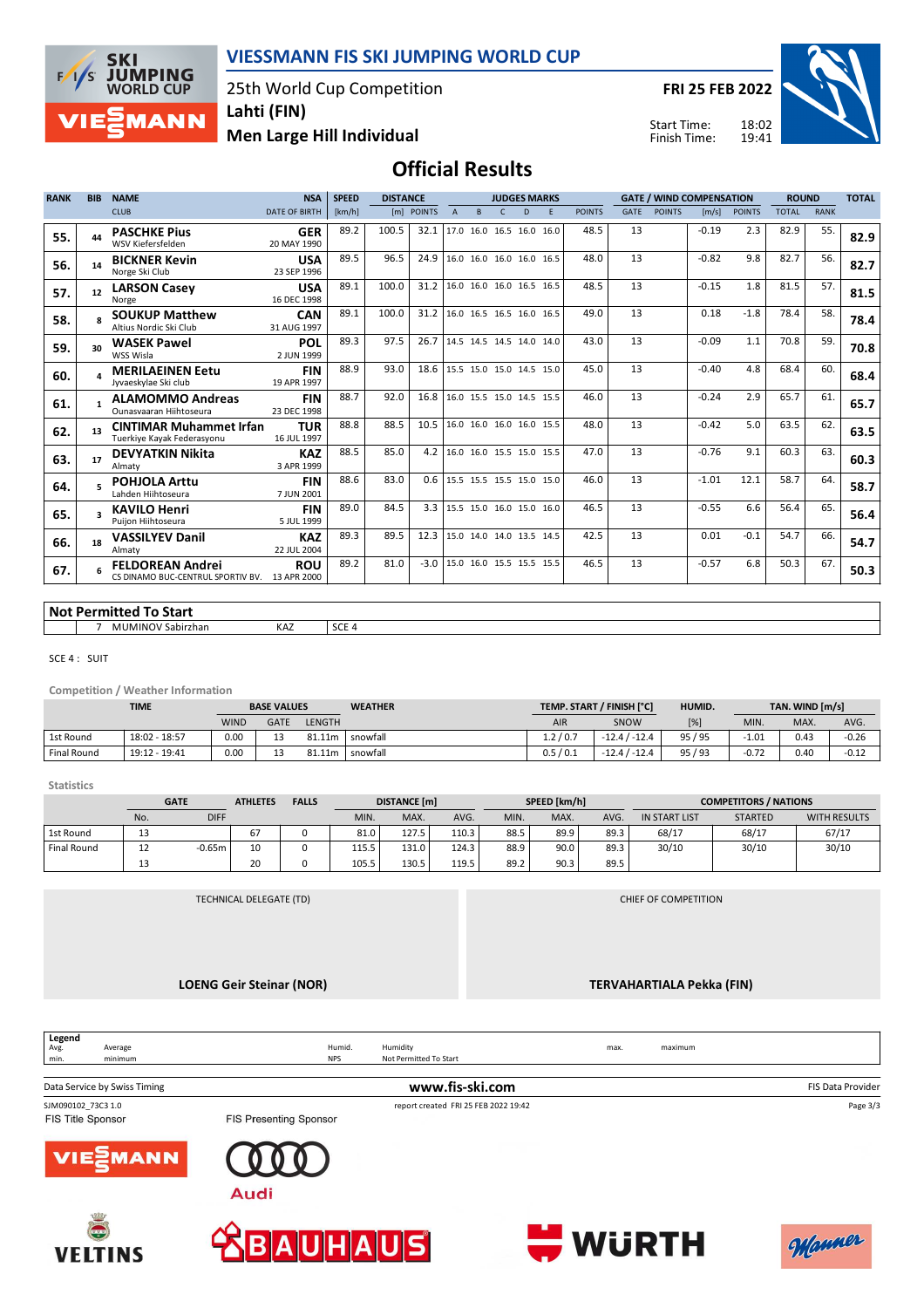# VIESSMANN FIS SKI JUMPING WORLD CUP

25th World Cup Competition
Lahti (FIN)
Men Large Hill Individual

FRI 25 FEB 2022

Start Time: 18:02
Finish Time: 19:41

## Official Results

| RANK | BIB | NAME / CLUB | NSA / DATE OF BIRTH | SPEED [km/h] | DISTANCE [m] | DISTANCE POINTS | A | B | C | D | E | JUDGES POINTS | GATE | GATE POINTS | WIND [m/s] | WIND POINTS | ROUND TOTAL | ROUND RANK | TOTAL |
|---|---|---|---|---|---|---|---|---|---|---|---|---|---|---|---|---|---|---|---|
| 55. | 44 | PASCHKE Pius / WSV Kiefersfelden | GER / 20 MAY 1990 | 89.2 | 100.5 | 32.1 | 17.0 | 16.0 | 16.5 | 16.0 | 16.0 | 48.5 | 13 | | -0.19 | 2.3 | 82.9 | 55. | 82.9 |
| 56. | 14 | BICKNER Kevin / Norge Ski Club | USA / 23 SEP 1996 | 89.5 | 96.5 | 24.9 | 16.0 | 16.0 | 16.0 | 16.0 | 16.5 | 48.0 | 13 | | -0.82 | 9.8 | 82.7 | 56. | 82.7 |
| 57. | 12 | LARSON Casey / Norge | USA / 16 DEC 1998 | 89.1 | 100.0 | 31.2 | 16.0 | 16.0 | 16.0 | 16.5 | 16.5 | 48.5 | 13 | | -0.15 | 1.8 | 81.5 | 57. | 81.5 |
| 58. | 8 | SOUKUP Matthew / Altius Nordic Ski Club | CAN / 31 AUG 1997 | 89.1 | 100.0 | 31.2 | 16.0 | 16.5 | 16.5 | 16.0 | 16.5 | 49.0 | 13 | | 0.18 | -1.8 | 78.4 | 58. | 78.4 |
| 59. | 30 | WASEK Pawel / WSS Wisla | POL / 2 JUN 1999 | 89.3 | 97.5 | 26.7 | 14.5 | 14.5 | 14.5 | 14.0 | 14.0 | 43.0 | 13 | | -0.09 | 1.1 | 70.8 | 59. | 70.8 |
| 60. | 4 | MERILAEINEN Eetu / Jyvaeskylae Ski club | FIN / 19 APR 1997 | 88.9 | 93.0 | 18.6 | 15.5 | 15.0 | 15.0 | 14.5 | 15.0 | 45.0 | 13 | | -0.40 | 4.8 | 68.4 | 60. | 68.4 |
| 61. | 1 | ALAMOMMO Andreas / Ounasvaaran Hiihtoseura | FIN / 23 DEC 1998 | 88.7 | 92.0 | 16.8 | 16.0 | 15.5 | 15.0 | 14.5 | 15.5 | 46.0 | 13 | | -0.24 | 2.9 | 65.7 | 61. | 65.7 |
| 62. | 13 | CINTIMAR Muhammet Irfan / Tuerkiye Kayak Federasyonu | TUR / 16 JUL 1997 | 88.8 | 88.5 | 10.5 | 16.0 | 16.0 | 16.0 | 16.0 | 15.5 | 48.0 | 13 | | -0.42 | 5.0 | 63.5 | 62. | 63.5 |
| 63. | 17 | DEVYATKIN Nikita / Almaty | KAZ / 3 APR 1999 | 88.5 | 85.0 | 4.2 | 16.0 | 16.0 | 15.5 | 15.0 | 15.5 | 47.0 | 13 | | -0.76 | 9.1 | 60.3 | 63. | 60.3 |
| 64. | 5 | POHJOLA Arttu / Lahden Hiihtoseura | FIN / 7 JUN 2001 | 88.6 | 83.0 | 0.6 | 15.5 | 15.5 | 15.5 | 15.0 | 15.0 | 46.0 | 13 | | -1.01 | 12.1 | 58.7 | 64. | 58.7 |
| 65. | 3 | KAVILO Henri / Puijon Hiihtoseura | FIN / 5 JUL 1999 | 89.0 | 84.5 | 3.3 | 15.5 | 15.0 | 16.0 | 15.0 | 16.0 | 46.5 | 13 | | -0.55 | 6.6 | 56.4 | 65. | 56.4 |
| 66. | 18 | VASSILYEV Danil / Almaty | KAZ / 22 JUL 2004 | 89.3 | 89.5 | 12.3 | 15.0 | 14.0 | 14.0 | 13.5 | 14.5 | 42.5 | 13 | | 0.01 | -0.1 | 54.7 | 66. | 54.7 |
| 67. | 6 | FELDOREAN Andrei / CS DINAMO BUC-CENTRUL SPORTIV BV. | ROU / 13 APR 2000 | 89.2 | 81.0 | -3.0 | 15.0 | 16.0 | 15.5 | 15.5 | 15.5 | 46.5 | 13 | | -0.57 | 6.8 | 50.3 | 67. | 50.3 |

### Not Permitted To Start

| BIB | NAME | NSA | REASON |
|---|---|---|---|
| 7 | MUMINOV Sabirzhan | KAZ | SCE 4 |

SCE 4 : SUIT

### Competition / Weather Information

| | TIME | BASE VALUES WIND | GATE | LENGTH | WEATHER | TEMP. AIR [°C] | SNOW [°C] | HUMID. [%] | TAN. WIND MIN. [m/s] | MAX. | AVG. |
|---|---|---|---|---|---|---|---|---|---|---|---|
| 1st Round | 18:02 - 18:57 | 0.00 | 13 | 81.11m | snowfall | 1.2 / 0.7 | -12.4 / -12.4 | 95 / 95 | -1.01 | 0.43 | -0.26 |
| Final Round | 19:12 - 19:41 | 0.00 | 13 | 81.11m | snowfall | 0.5 / 0.1 | -12.4 / -12.4 | 95 / 93 | -0.72 | 0.40 | -0.12 |

### Statistics

| | GATE No. | DIFF | ATHLETES | FALLS | DISTANCE MIN. [m] | MAX. | AVG. | SPEED MIN. [km/h] | MAX. | AVG. | IN START LIST | STARTED | WITH RESULTS |
|---|---|---|---|---|---|---|---|---|---|---|---|---|---|
| 1st Round | 13 | | 67 | 0 | 81.0 | 127.5 | 110.3 | 88.5 | 89.9 | 89.3 | 68/17 | 68/17 | 67/17 |
| Final Round | 12 | -0.65m | 10 | 0 | 115.5 | 131.0 | 124.3 | 88.9 | 90.0 | 89.3 | 30/10 | 30/10 | 30/10 |
| | 13 | | 20 | 0 | 105.5 | 130.5 | 119.5 | 89.2 | 90.3 | 89.5 | | | |

TECHNICAL DELEGATE (TD): **LOENG Geir Steinar (NOR)**

CHIEF OF COMPETITION: **TERVAHARTIALA Pekka (FIN)**

**Legend**
Avg. Average
min. minimum
Humid. Humidity
NPS Not Permitted To Start
max. maximum

Data Service by Swiss Timing — **www.fis-ski.com** — FIS Data Provider

SJM090102_73C3 1.0 — report created FRI 25 FEB 2022 19:42

FIS Title Sponsor: VIESSMANN
FIS Presenting Sponsor: Audi